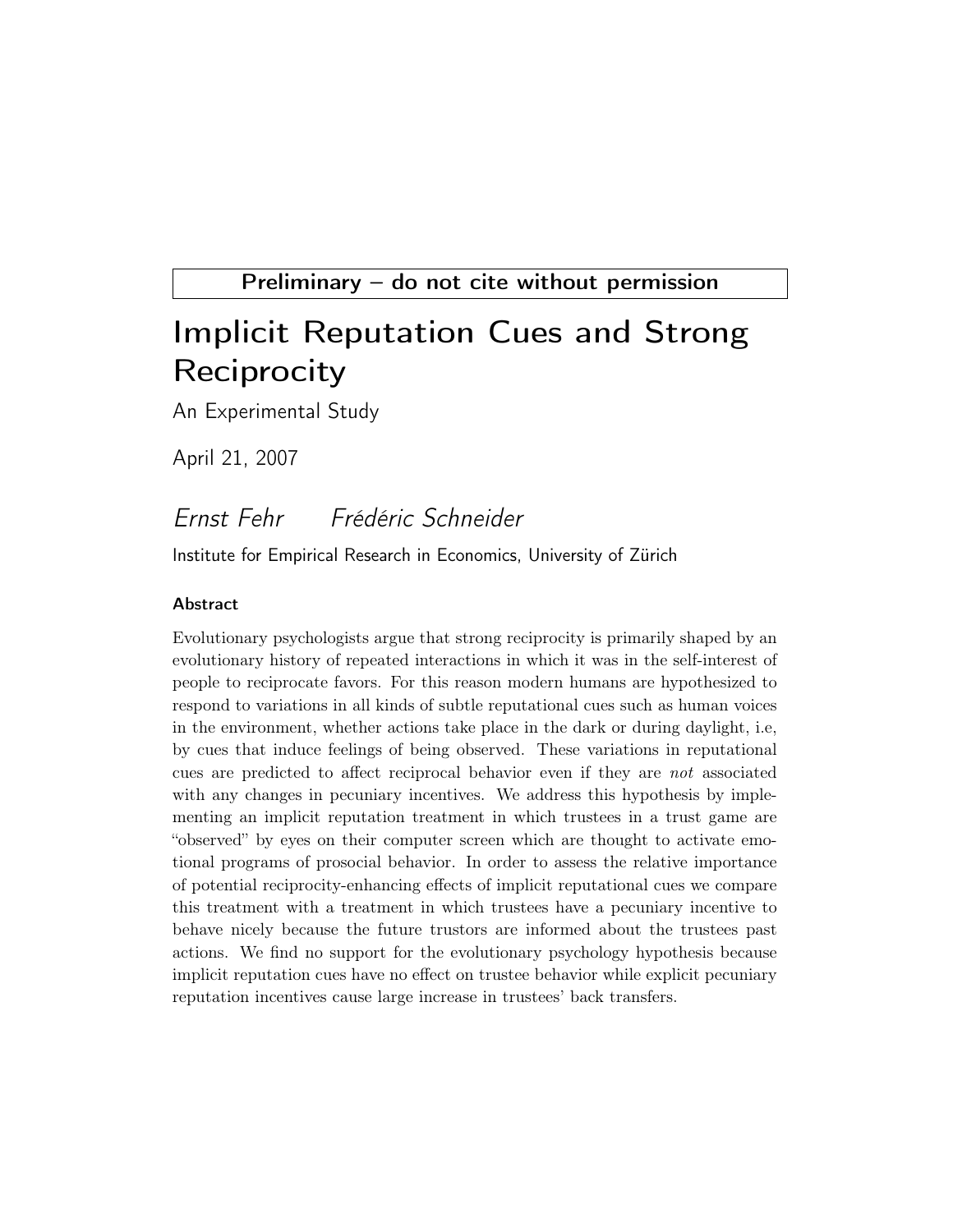**Preliminary – do not cite without permission**

# Implicit Reputation Cues and Strong Reciprocity

An Experimental Study

April 21, 2007

*Ernst Fehr* *Frédéric Schneider*

Institute for Empirical Research in Economics, University of Zürich

### Abstract

Evolutionary psychologists argue that strong reciprocity is primarily shaped by an evolutionary history of repeated interactions in which it was in the self-interest of people to reciprocate favors. For this reason modern humans are hypothesized to respond to variations in all kinds of subtle reputational cues such as human voices in the environment, whether actions take place in the dark or during daylight, i.e, by cues that induce feelings of being observed. These variations in reputational cues are predicted to affect reciprocal behavior even if they are *not* associated with any changes in pecuniary incentives. We address this hypothesis by implementing an implicit reputation treatment in which trustees in a trust game are "observed" by eyes on their computer screen which are thought to activate emotional programs of prosocial behavior. In order to assess the relative importance of potential reciprocity-enhancing effects of implicit reputational cues we compare this treatment with a treatment in which trustees have a pecuniary incentive to behave nicely because the future trustors are informed about the trustees past actions. We find no support for the evolutionary psychology hypothesis because implicit reputation cues have no effect on trustee behavior while explicit pecuniary reputation incentives cause large increase in trustees' back transfers.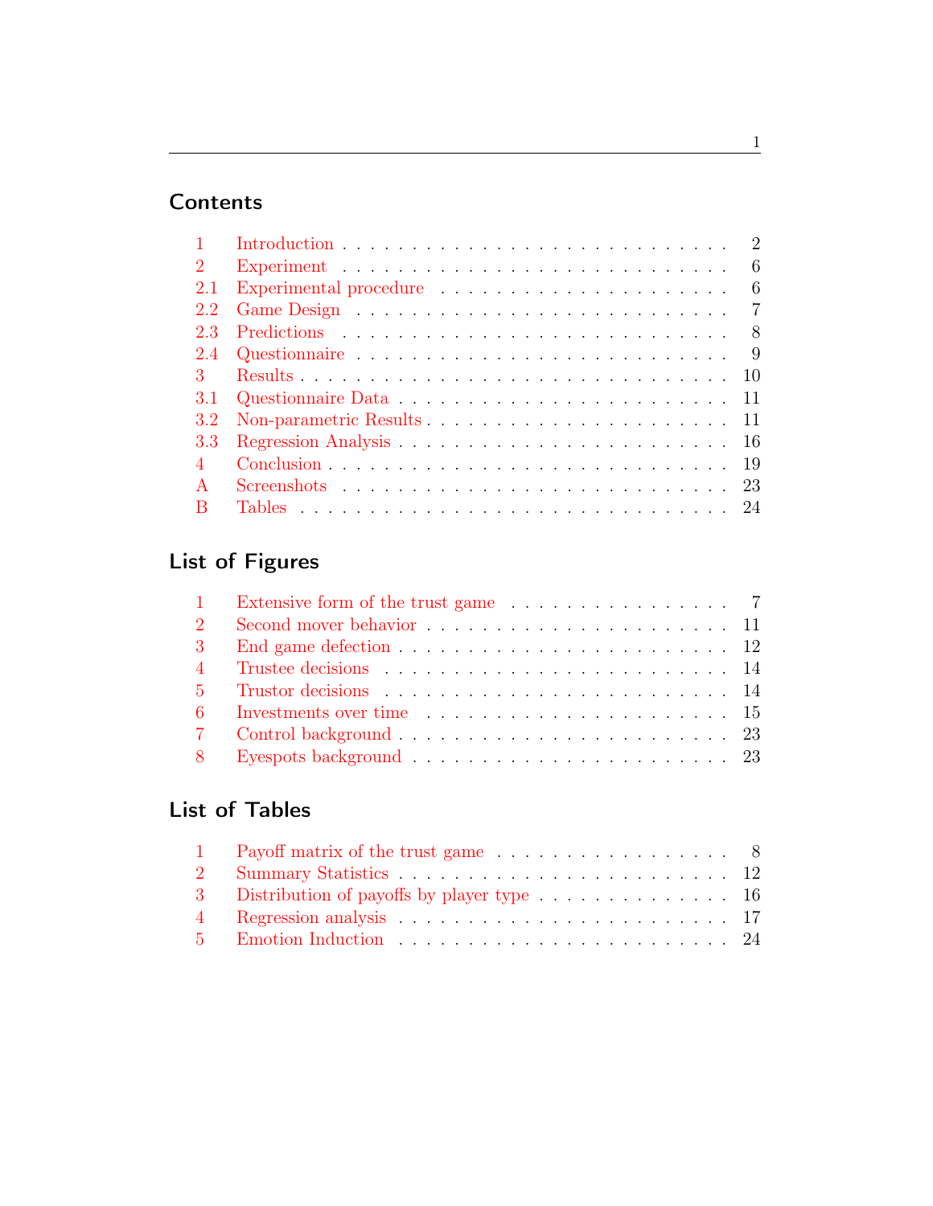## Contents

| | | |
|---|---|---|
| 1 | Introduction | 2 |
| 2 | Experiment | 6 |
| 2.1 | Experimental procedure | 6 |
| 2.2 | Game Design | 7 |
| 2.3 | Predictions | 8 |
| 2.4 | Questionnaire | 9 |
| 3 | Results | 10 |
| 3.1 | Questionnaire Data | 11 |
| 3.2 | Non-parametric Results | 11 |
| 3.3 | Regression Analysis | 16 |
| 4 | Conclusion | 19 |
| A | Screenshots | 23 |
| B | Tables | 24 |

## List of Figures

| | | |
|---|---|---|
| 1 | Extensive form of the trust game | 7 |
| 2 | Second mover behavior | 11 |
| 3 | End game defection | 12 |
| 4 | Trustee decisions | 14 |
| 5 | Trustor decisions | 14 |
| 6 | Investments over time | 15 |
| 7 | Control background | 23 |
| 8 | Eyespots background | 23 |

## List of Tables

| | | |
|---|---|---|
| 1 | Payoff matrix of the trust game | 8 |
| 2 | Summary Statistics | 12 |
| 3 | Distribution of payoffs by player type | 16 |
| 4 | Regression analysis | 17 |
| 5 | Emotion Induction | 24 |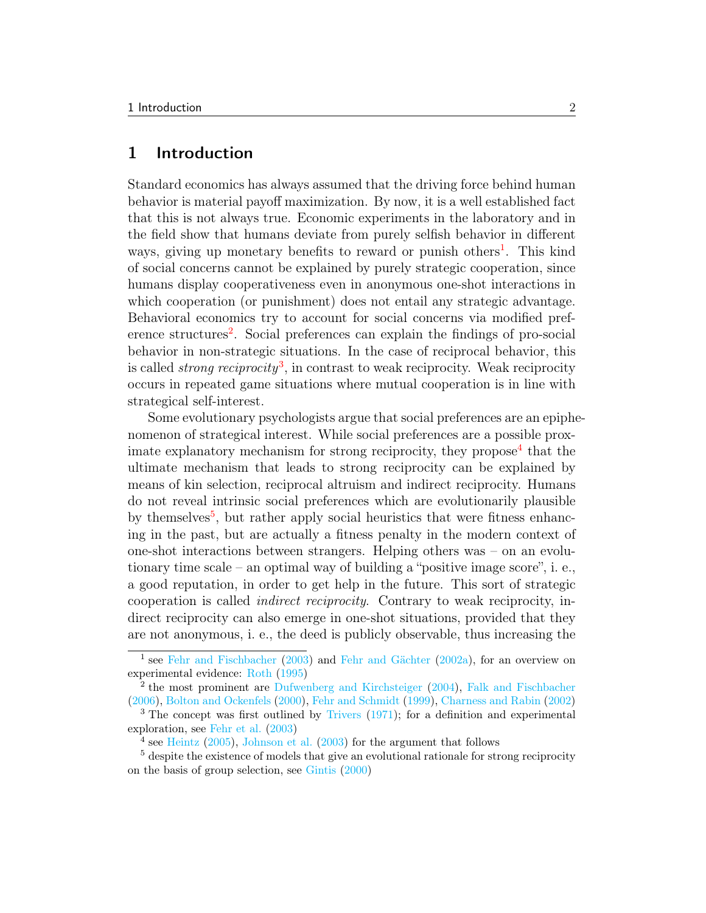# 1 Introduction

Standard economics has always assumed that the driving force behind human behavior is material payoff maximization. By now, it is a well established fact that this is not always true. Economic experiments in the laboratory and in the field show that humans deviate from purely selfish behavior in different ways, giving up monetary benefits to reward or punish others[1]. This kind of social concerns cannot be explained by purely strategic cooperation, since humans display cooperativeness even in anonymous one-shot interactions in which cooperation (or punishment) does not entail any strategic advantage. Behavioral economics try to account for social concerns via modified preference structures[2]. Social preferences can explain the findings of pro-social behavior in non-strategic situations. In the case of reciprocal behavior, this is called *strong reciprocity*[3], in contrast to weak reciprocity. Weak reciprocity occurs in repeated game situations where mutual cooperation is in line with strategical self-interest.

Some evolutionary psychologists argue that social preferences are an epiphenomenon of strategical interest. While social preferences are a possible proximate explanatory mechanism for strong reciprocity, they propose[4] that the ultimate mechanism that leads to strong reciprocity can be explained by means of kin selection, reciprocal altruism and indirect reciprocity. Humans do not reveal intrinsic social preferences which are evolutionarily plausible by themselves[5], but rather apply social heuristics that were fitness enhancing in the past, but are actually a fitness penalty in the modern context of one-shot interactions between strangers. Helping others was – on an evolutionary time scale – an optimal way of building a "positive image score", i. e., a good reputation, in order to get help in the future. This sort of strategic cooperation is called *indirect reciprocity*. Contrary to weak reciprocity, indirect reciprocity can also emerge in one-shot situations, provided that they are not anonymous, i. e., the deed is publicly observable, thus increasing the

[1] see Fehr and Fischbacher (2003) and Fehr and Gächter (2002a), for an overview on experimental evidence: Roth (1995)

[2] the most prominent are Dufwenberg and Kirchsteiger (2004), Falk and Fischbacher (2006), Bolton and Ockenfels (2000), Fehr and Schmidt (1999), Charness and Rabin (2002)

[3] The concept was first outlined by Trivers (1971); for a definition and experimental exploration, see Fehr et al. (2003)

[4] see Heintz (2005), Johnson et al. (2003) for the argument that follows

[5] despite the existence of models that give an evolutional rationale for strong reciprocity on the basis of group selection, see Gintis (2000)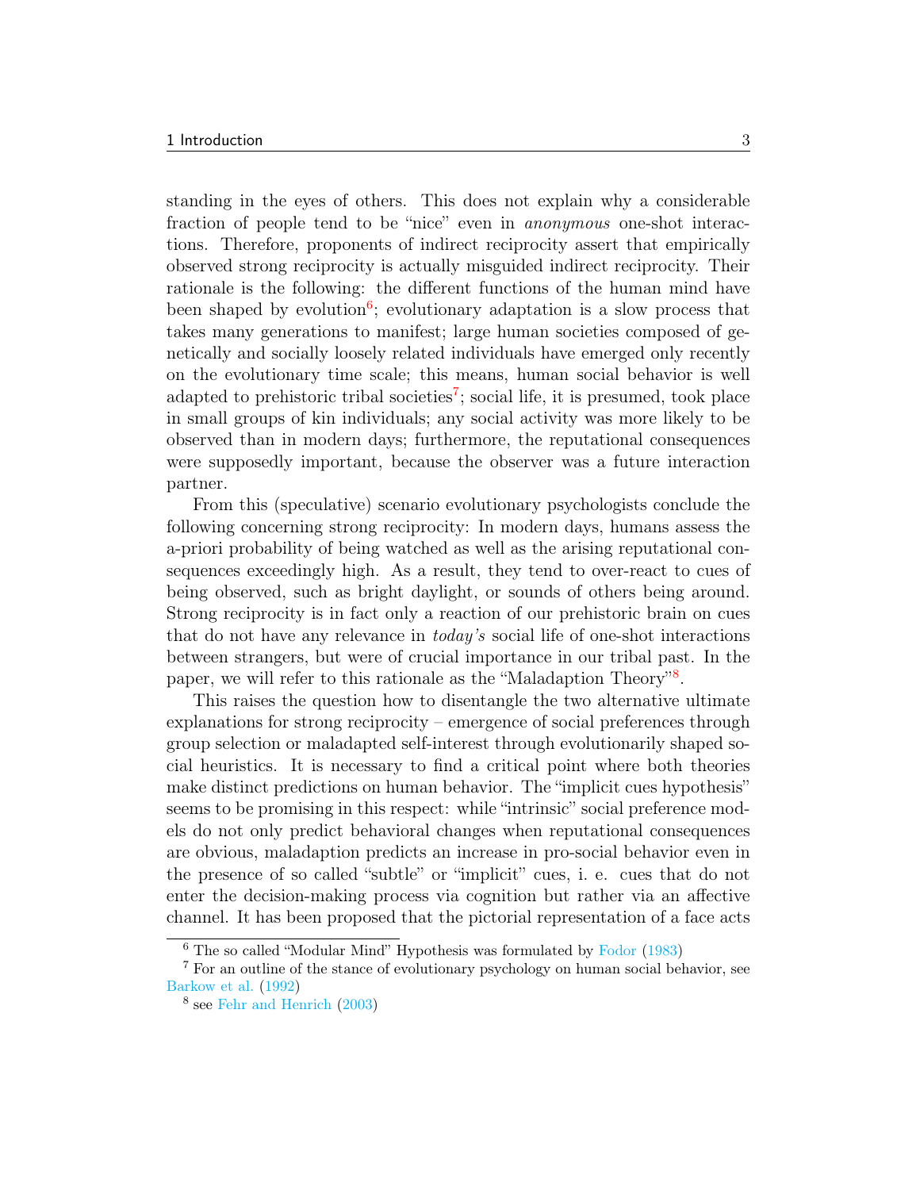standing in the eyes of others. This does not explain why a considerable fraction of people tend to be "nice" even in *anonymous* one-shot interactions. Therefore, proponents of indirect reciprocity assert that empirically observed strong reciprocity is actually misguided indirect reciprocity. Their rationale is the following: the different functions of the human mind have been shaped by evolution[6]; evolutionary adaptation is a slow process that takes many generations to manifest; large human societies composed of genetically and socially loosely related individuals have emerged only recently on the evolutionary time scale; this means, human social behavior is well adapted to prehistoric tribal societies[7]; social life, it is presumed, took place in small groups of kin individuals; any social activity was more likely to be observed than in modern days; furthermore, the reputational consequences were supposedly important, because the observer was a future interaction partner.

From this (speculative) scenario evolutionary psychologists conclude the following concerning strong reciprocity: In modern days, humans assess the a-priori probability of being watched as well as the arising reputational consequences exceedingly high. As a result, they tend to over-react to cues of being observed, such as bright daylight, or sounds of others being around. Strong reciprocity is in fact only a reaction of our prehistoric brain on cues that do not have any relevance in *today's* social life of one-shot interactions between strangers, but were of crucial importance in our tribal past. In the paper, we will refer to this rationale as the "Maladaption Theory"[8].

This raises the question how to disentangle the two alternative ultimate explanations for strong reciprocity – emergence of social preferences through group selection or maladapted self-interest through evolutionarily shaped social heuristics. It is necessary to find a critical point where both theories make distinct predictions on human behavior. The "implicit cues hypothesis" seems to be promising in this respect: while "intrinsic" social preference models do not only predict behavioral changes when reputational consequences are obvious, maladaption predicts an increase in pro-social behavior even in the presence of so called "subtle" or "implicit" cues, i. e. cues that do not enter the decision-making process via cognition but rather via an affective channel. It has been proposed that the pictorial representation of a face acts

[6] The so called "Modular Mind" Hypothesis was formulated by Fodor (1983)

[7] For an outline of the stance of evolutionary psychology on human social behavior, see Barkow et al. (1992)

[8] see Fehr and Henrich (2003)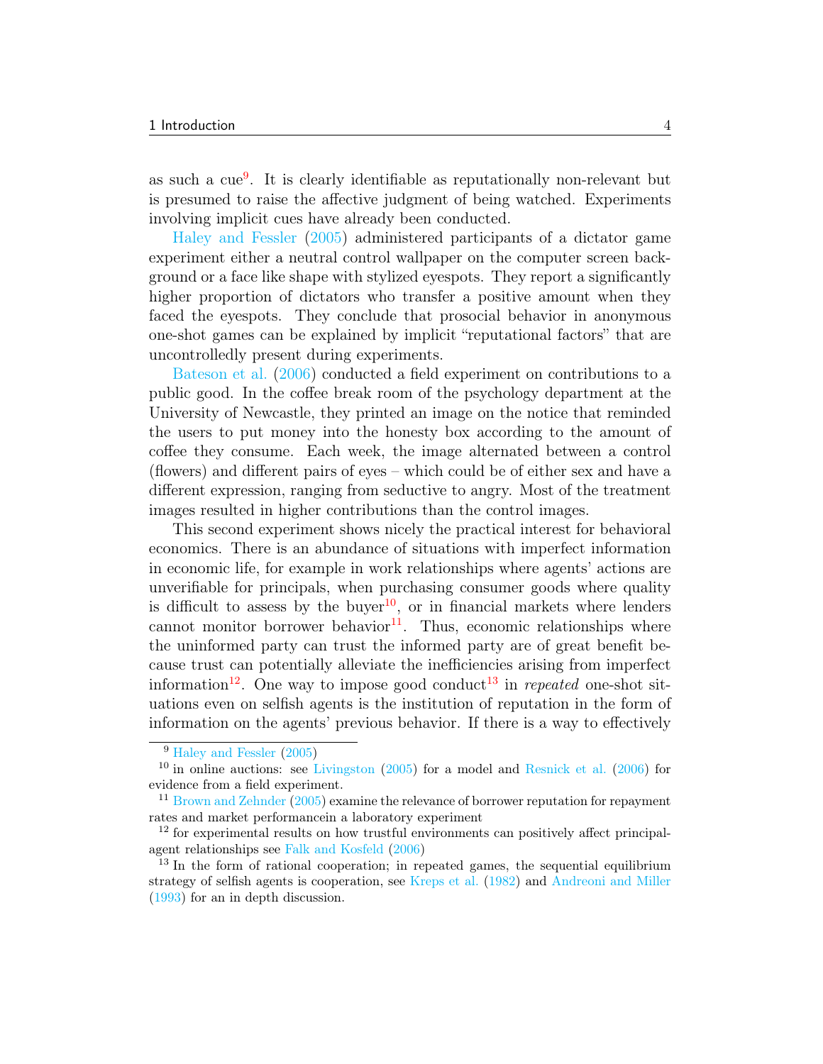as such a cue[9]. It is clearly identifiable as reputationally non-relevant but is presumed to raise the affective judgment of being watched. Experiments involving implicit cues have already been conducted.

Haley and Fessler (2005) administered participants of a dictator game experiment either a neutral control wallpaper on the computer screen background or a face like shape with stylized eyespots. They report a significantly higher proportion of dictators who transfer a positive amount when they faced the eyespots. They conclude that prosocial behavior in anonymous one-shot games can be explained by implicit "reputational factors" that are uncontrolledly present during experiments.

Bateson et al. (2006) conducted a field experiment on contributions to a public good. In the coffee break room of the psychology department at the University of Newcastle, they printed an image on the notice that reminded the users to put money into the honesty box according to the amount of coffee they consume. Each week, the image alternated between a control (flowers) and different pairs of eyes – which could be of either sex and have a different expression, ranging from seductive to angry. Most of the treatment images resulted in higher contributions than the control images.

This second experiment shows nicely the practical interest for behavioral economics. There is an abundance of situations with imperfect information in economic life, for example in work relationships where agents' actions are unverifiable for principals, when purchasing consumer goods where quality is difficult to assess by the buyer[10], or in financial markets where lenders cannot monitor borrower behavior[11]. Thus, economic relationships where the uninformed party can trust the informed party are of great benefit because trust can potentially alleviate the inefficiencies arising from imperfect information[12]. One way to impose good conduct[13] in *repeated* one-shot situations even on selfish agents is the institution of reputation in the form of information on the agents' previous behavior. If there is a way to effectively

---

[9] Haley and Fessler (2005)

[10] in online auctions: see Livingston (2005) for a model and Resnick et al. (2006) for evidence from a field experiment.

[11] Brown and Zehnder (2005) examine the relevance of borrower reputation for repayment rates and market performancein a laboratory experiment

[12] for experimental results on how trustful environments can positively affect principal-agent relationships see Falk and Kosfeld (2006)

[13] In the form of rational cooperation; in repeated games, the sequential equilibrium strategy of selfish agents is cooperation, see Kreps et al. (1982) and Andreoni and Miller (1993) for an in depth discussion.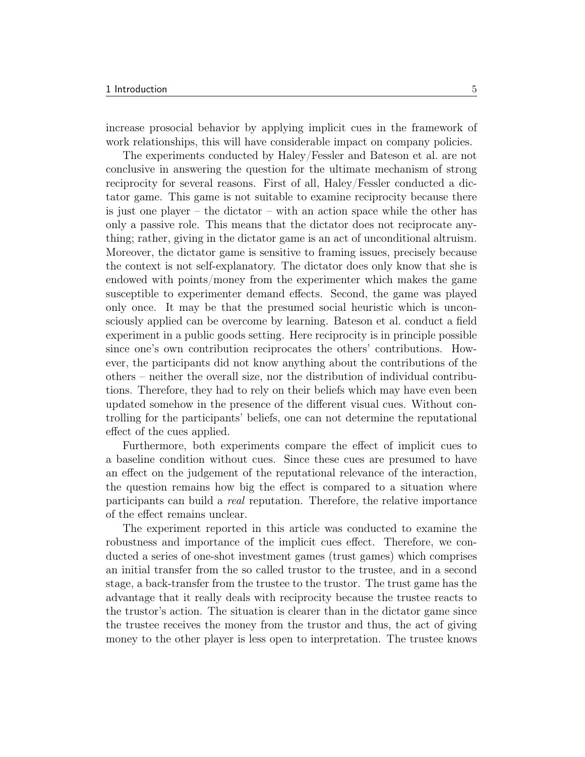increase prosocial behavior by applying implicit cues in the framework of work relationships, this will have considerable impact on company policies.

The experiments conducted by Haley/Fessler and Bateson et al. are not conclusive in answering the question for the ultimate mechanism of strong reciprocity for several reasons. First of all, Haley/Fessler conducted a dictator game. This game is not suitable to examine reciprocity because there is just one player – the dictator – with an action space while the other has only a passive role. This means that the dictator does not reciprocate anything; rather, giving in the dictator game is an act of unconditional altruism. Moreover, the dictator game is sensitive to framing issues, precisely because the context is not self-explanatory. The dictator does only know that she is endowed with points/money from the experimenter which makes the game susceptible to experimenter demand effects. Second, the game was played only once. It may be that the presumed social heuristic which is unconsciously applied can be overcome by learning. Bateson et al. conduct a field experiment in a public goods setting. Here reciprocity is in principle possible since one's own contribution reciprocates the others' contributions. However, the participants did not know anything about the contributions of the others – neither the overall size, nor the distribution of individual contributions. Therefore, they had to rely on their beliefs which may have even been updated somehow in the presence of the different visual cues. Without controlling for the participants' beliefs, one can not determine the reputational effect of the cues applied.

Furthermore, both experiments compare the effect of implicit cues to a baseline condition without cues. Since these cues are presumed to have an effect on the judgement of the reputational relevance of the interaction, the question remains how big the effect is compared to a situation where participants can build a *real* reputation. Therefore, the relative importance of the effect remains unclear.

The experiment reported in this article was conducted to examine the robustness and importance of the implicit cues effect. Therefore, we conducted a series of one-shot investment games (trust games) which comprises an initial transfer from the so called trustor to the trustee, and in a second stage, a back-transfer from the trustee to the trustor. The trust game has the advantage that it really deals with reciprocity because the trustee reacts to the trustor's action. The situation is clearer than in the dictator game since the trustee receives the money from the trustor and thus, the act of giving money to the other player is less open to interpretation. The trustee knows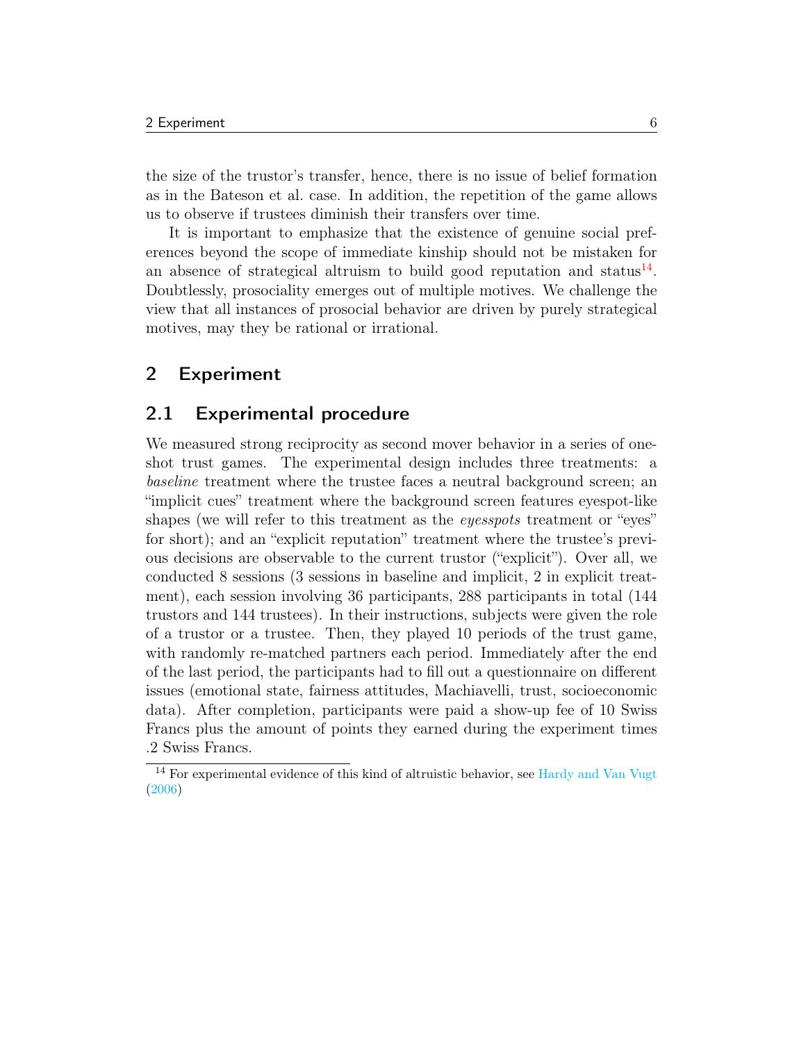the size of the trustor's transfer, hence, there is no issue of belief formation as in the Bateson et al. case. In addition, the repetition of the game allows us to observe if trustees diminish their transfers over time.

It is important to emphasize that the existence of genuine social preferences beyond the scope of immediate kinship should not be mistaken for an absence of strategical altruism to build good reputation and status[14]. Doubtlessly, prosociality emerges out of multiple motives. We challenge the view that all instances of prosocial behavior are driven by purely strategical motives, may they be rational or irrational.

# 2 Experiment

## 2.1 Experimental procedure

We measured strong reciprocity as second mover behavior in a series of one-shot trust games. The experimental design includes three treatments: a *baseline* treatment where the trustee faces a neutral background screen; an "implicit cues" treatment where the background screen features eyespot-like shapes (we will refer to this treatment as the *eyesspots* treatment or "eyes" for short); and an "explicit reputation" treatment where the trustee's previous decisions are observable to the current trustor ("explicit"). Over all, we conducted 8 sessions (3 sessions in baseline and implicit, 2 in explicit treatment), each session involving 36 participants, 288 participants in total (144 trustors and 144 trustees). In their instructions, subjects were given the role of a trustor or a trustee. Then, they played 10 periods of the trust game, with randomly re-matched partners each period. Immediately after the end of the last period, the participants had to fill out a questionnaire on different issues (emotional state, fairness attitudes, Machiavelli, trust, socioeconomic data). After completion, participants were paid a show-up fee of 10 Swiss Francs plus the amount of points they earned during the experiment times .2 Swiss Francs.

[14] For experimental evidence of this kind of altruistic behavior, see Hardy and Van Vugt (2006)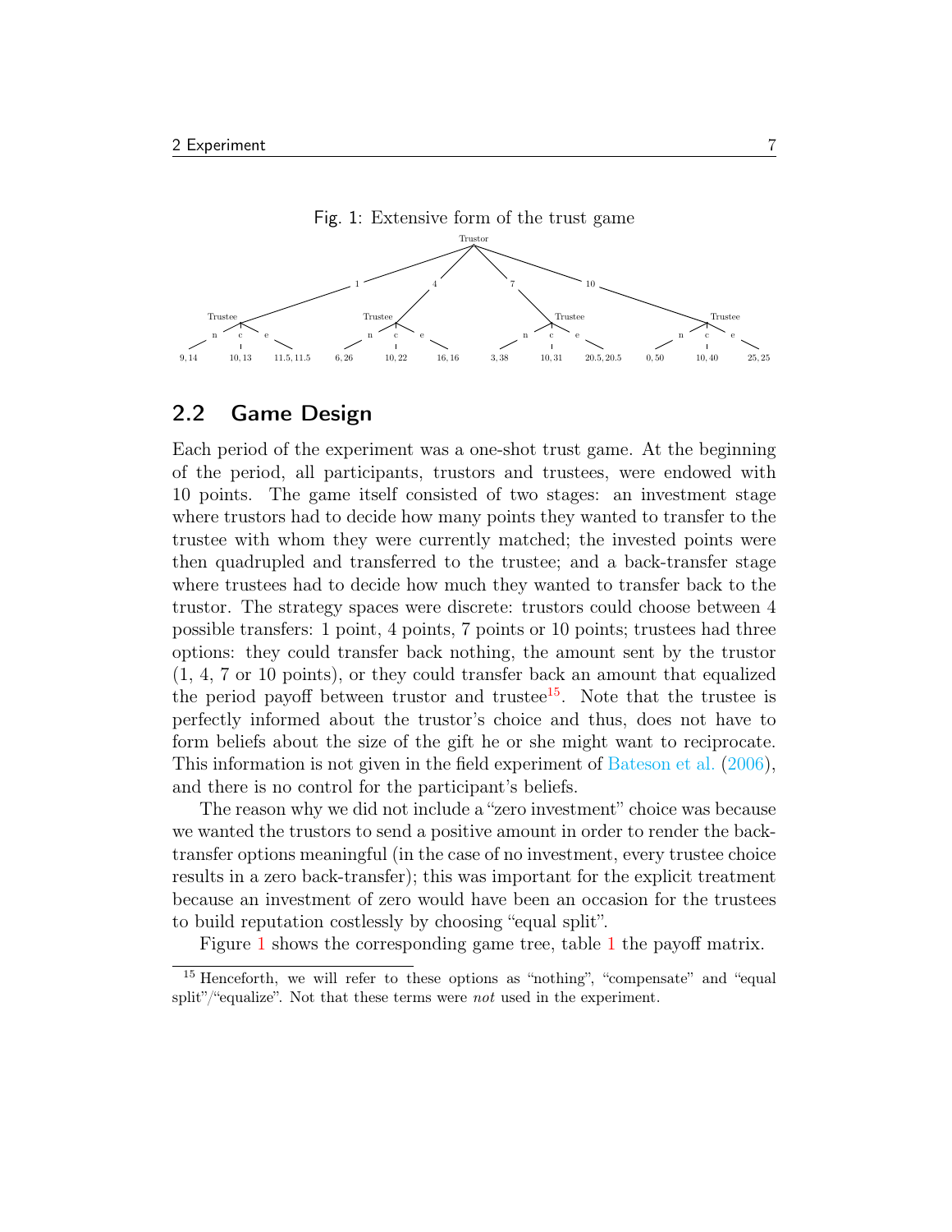Fig. 1: Extensive form of the trust game

## 2.2 Game Design

Each period of the experiment was a one-shot trust game. At the beginning of the period, all participants, trustors and trustees, were endowed with 10 points. The game itself consisted of two stages: an investment stage where trustors had to decide how many points they wanted to transfer to the trustee with whom they were currently matched; the invested points were then quadrupled and transferred to the trustee; and a back-transfer stage where trustees had to decide how much they wanted to transfer back to the trustor. The strategy spaces were discrete: trustors could choose between 4 possible transfers: 1 point, 4 points, 7 points or 10 points; trustees had three options: they could transfer back nothing, the amount sent by the trustor (1, 4, 7 or 10 points), or they could transfer back an amount that equalized the period payoff between trustor and trustee[15]. Note that the trustee is perfectly informed about the trustor's choice and thus, does not have to form beliefs about the size of the gift he or she might want to reciprocate. This information is not given in the field experiment of Bateson et al. (2006), and there is no control for the participant's beliefs.

The reason why we did not include a "zero investment" choice was because we wanted the trustors to send a positive amount in order to render the back-transfer options meaningful (in the case of no investment, every trustee choice results in a zero back-transfer); this was important for the explicit treatment because an investment of zero would have been an occasion for the trustees to build reputation costlessly by choosing "equal split".

Figure 1 shows the corresponding game tree, table 1 the payoff matrix.

[15] Henceforth, we will refer to these options as "nothing", "compensate" and "equal split"/"equalize". Not that these terms were *not* used in the experiment.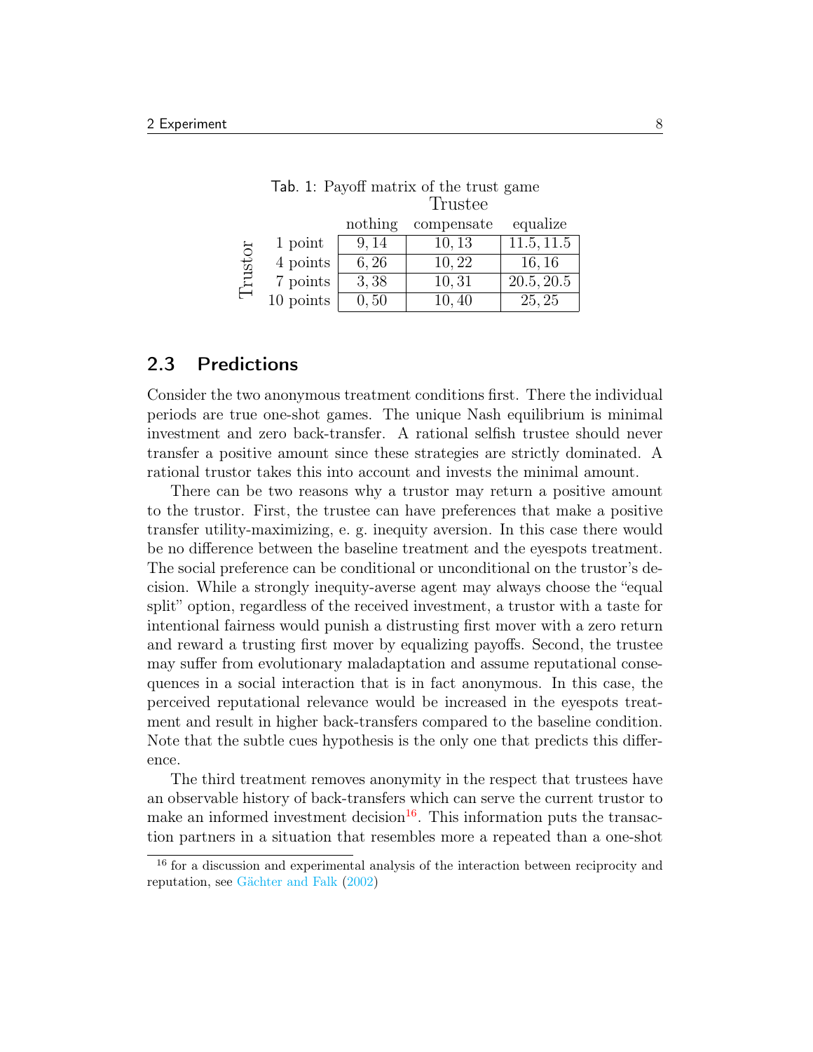Tab. 1: Payoff matrix of the trust game

| Trustor \ Trustee | nothing | compensate | equalize |
|---|---|---|---|
| 1 point | 9, 14 | 10, 13 | 11.5, 11.5 |
| 4 points | 6, 26 | 10, 22 | 16, 16 |
| 7 points | 3, 38 | 10, 31 | 20.5, 20.5 |
| 10 points | 0, 50 | 10, 40 | 25, 25 |

## 2.3 Predictions

Consider the two anonymous treatment conditions first. There the individual periods are true one-shot games. The unique Nash equilibrium is minimal investment and zero back-transfer. A rational selfish trustee should never transfer a positive amount since these strategies are strictly dominated. A rational trustor takes this into account and invests the minimal amount.

There can be two reasons why a trustor may return a positive amount to the trustor. First, the trustee can have preferences that make a positive transfer utility-maximizing, e. g. inequity aversion. In this case there would be no difference between the baseline treatment and the eyespots treatment. The social preference can be conditional or unconditional on the trustor's decision. While a strongly inequity-averse agent may always choose the "equal split" option, regardless of the received investment, a trustor with a taste for intentional fairness would punish a distrusting first mover with a zero return and reward a trusting first mover by equalizing payoffs. Second, the trustee may suffer from evolutionary maladaptation and assume reputational consequences in a social interaction that is in fact anonymous. In this case, the perceived reputational relevance would be increased in the eyespots treatment and result in higher back-transfers compared to the baseline condition. Note that the subtle cues hypothesis is the only one that predicts this difference.

The third treatment removes anonymity in the respect that trustees have an observable history of back-transfers which can serve the current trustor to make an informed investment decision[16]. This information puts the transaction partners in a situation that resembles more a repeated than a one-shot

[16] for a discussion and experimental analysis of the interaction between reciprocity and reputation, see Gächter and Falk (2002)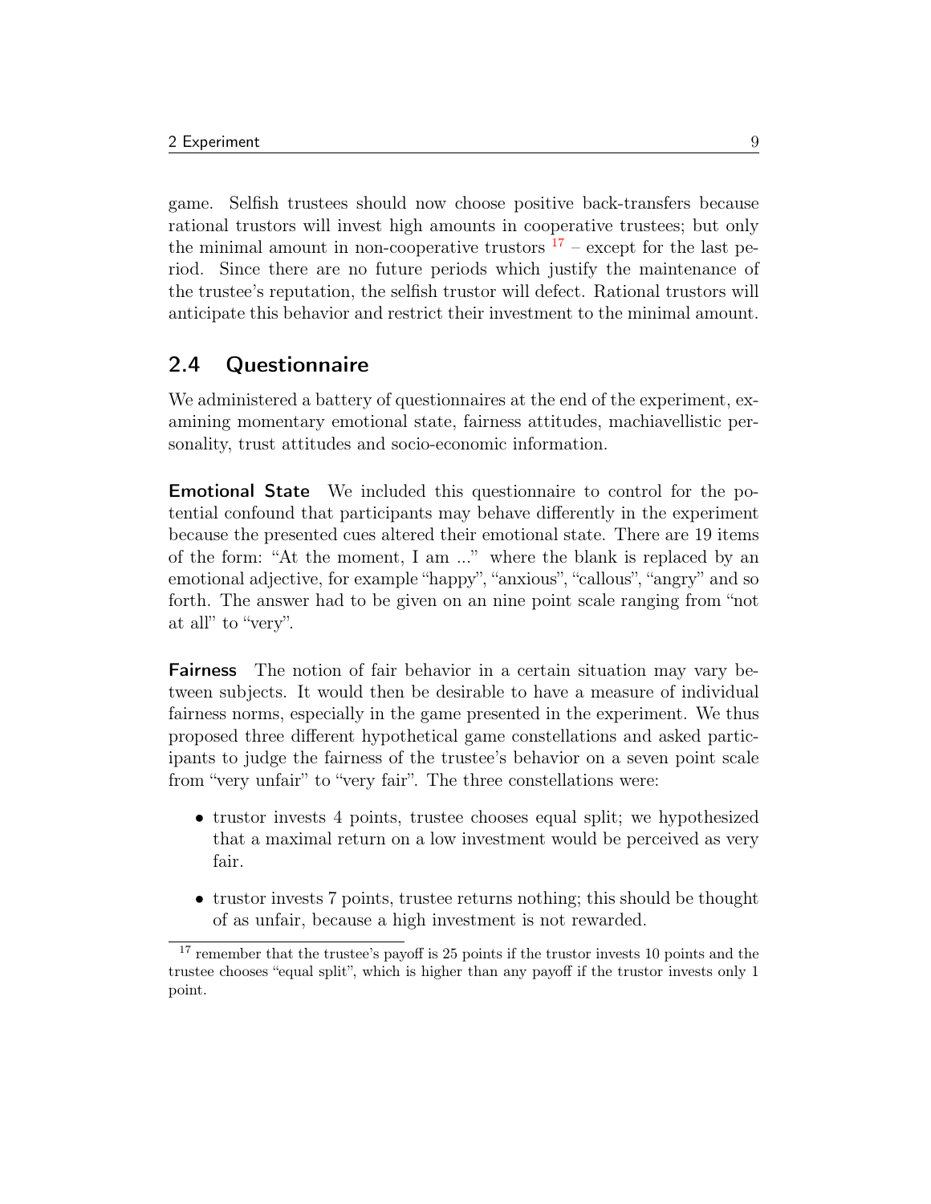game. Selfish trustees should now choose positive back-transfers because rational trustors will invest high amounts in cooperative trustees; but only the minimal amount in non-cooperative trustors [17] – except for the last period. Since there are no future periods which justify the maintenance of the trustee's reputation, the selfish trustor will defect. Rational trustors will anticipate this behavior and restrict their investment to the minimal amount.

## 2.4 Questionnaire

We administered a battery of questionnaires at the end of the experiment, examining momentary emotional state, fairness attitudes, machiavellistic personality, trust attitudes and socio-economic information.

**Emotional State** We included this questionnaire to control for the potential confound that participants may behave differently in the experiment because the presented cues altered their emotional state. There are 19 items of the form: "At the moment, I am ..." where the blank is replaced by an emotional adjective, for example "happy", "anxious", "callous", "angry" and so forth. The answer had to be given on an nine point scale ranging from "not at all" to "very".

**Fairness** The notion of fair behavior in a certain situation may vary between subjects. It would then be desirable to have a measure of individual fairness norms, especially in the game presented in the experiment. We thus proposed three different hypothetical game constellations and asked participants to judge the fairness of the trustee's behavior on a seven point scale from "very unfair" to "very fair". The three constellations were:

- trustor invests 4 points, trustee chooses equal split; we hypothesized that a maximal return on a low investment would be perceived as very fair.
- trustor invests 7 points, trustee returns nothing; this should be thought of as unfair, because a high investment is not rewarded.

[17] remember that the trustee's payoff is 25 points if the trustor invests 10 points and the trustee chooses "equal split", which is higher than any payoff if the trustor invests only 1 point.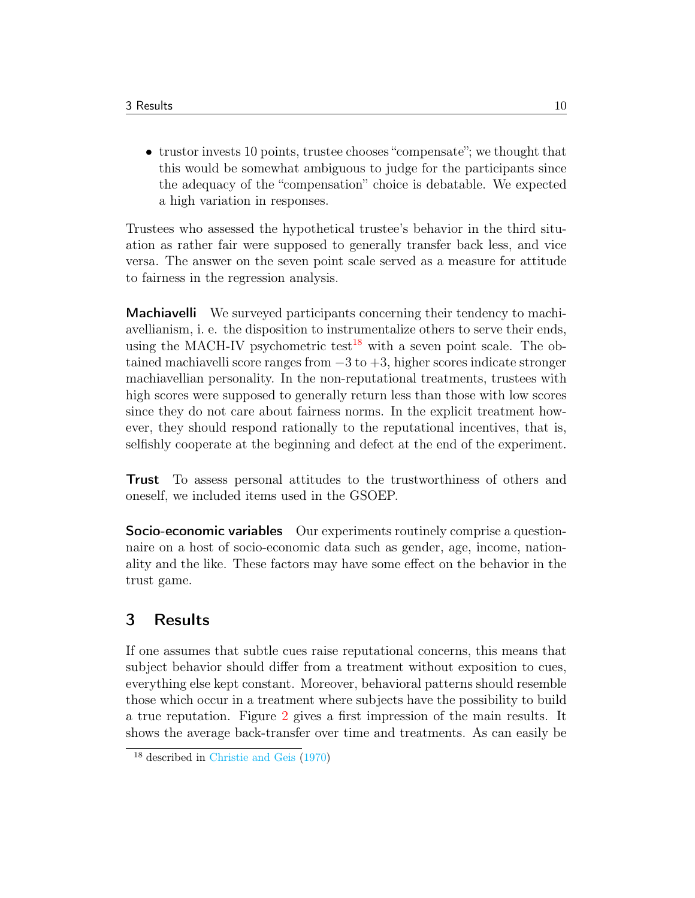- trustor invests 10 points, trustee chooses "compensate"; we thought that this would be somewhat ambiguous to judge for the participants since the adequacy of the "compensation" choice is debatable. We expected a high variation in responses.

Trustees who assessed the hypothetical trustee's behavior in the third situation as rather fair were supposed to generally transfer back less, and vice versa. The answer on the seven point scale served as a measure for attitude to fairness in the regression analysis.

**Machiavelli** We surveyed participants concerning their tendency to machiavellianism, i. e. the disposition to instrumentalize others to serve their ends, using the MACH-IV psychometric test[18] with a seven point scale. The obtained machiavelli score ranges from $-3$ to $+3$, higher scores indicate stronger machiavellian personality. In the non-reputational treatments, trustees with high scores were supposed to generally return less than those with low scores since they do not care about fairness norms. In the explicit treatment however, they should respond rationally to the reputational incentives, that is, selfishly cooperate at the beginning and defect at the end of the experiment.

**Trust** To assess personal attitudes to the trustworthiness of others and oneself, we included items used in the GSOEP.

**Socio-economic variables** Our experiments routinely comprise a questionnaire on a host of socio-economic data such as gender, age, income, nationality and the like. These factors may have some effect on the behavior in the trust game.

## 3 Results

If one assumes that subtle cues raise reputational concerns, this means that subject behavior should differ from a treatment without exposition to cues, everything else kept constant. Moreover, behavioral patterns should resemble those which occur in a treatment where subjects have the possibility to build a true reputation. Figure 2 gives a first impression of the main results. It shows the average back-transfer over time and treatments. As can easily be

[18] described in Christie and Geis (1970)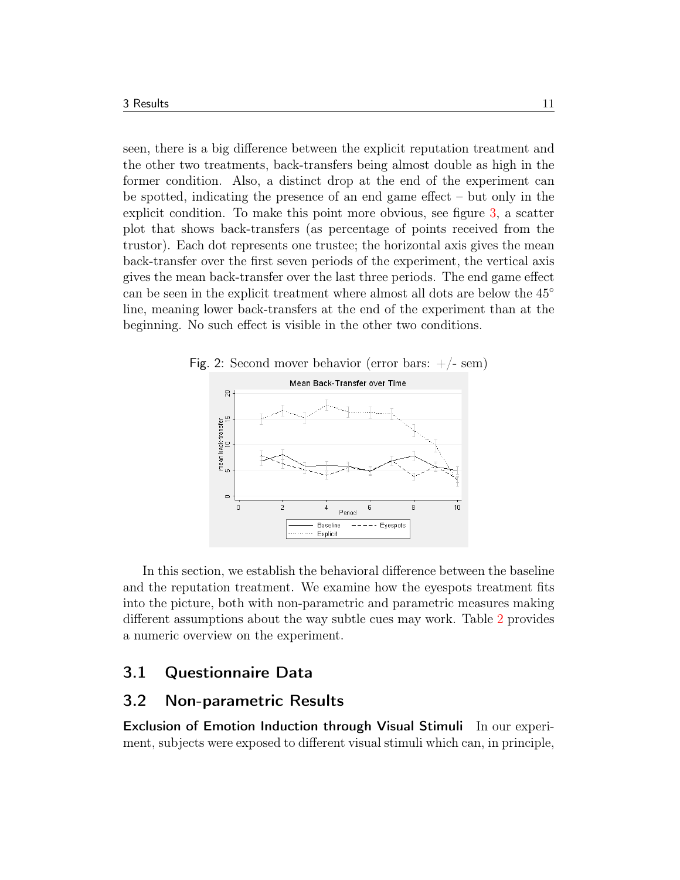seen, there is a big difference between the explicit reputation treatment and the other two treatments, back-transfers being almost double as high in the former condition. Also, a distinct drop at the end of the experiment can be spotted, indicating the presence of an end game effect – but only in the explicit condition. To make this point more obvious, see figure 3, a scatter plot that shows back-transfers (as percentage of points received from the trustor). Each dot represents one trustee; the horizontal axis gives the mean back-transfer over the first seven periods of the experiment, the vertical axis gives the mean back-transfer over the last three periods. The end game effect can be seen in the explicit treatment where almost all dots are below the 45° line, meaning lower back-transfers at the end of the experiment than at the beginning. No such effect is visible in the other two conditions.

Fig. 2: Second mover behavior (error bars: +/- sem)

In this section, we establish the behavioral difference between the baseline and the reputation treatment. We examine how the eyespots treatment fits into the picture, both with non-parametric and parametric measures making different assumptions about the way subtle cues may work. Table 2 provides a numeric overview on the experiment.

## 3.1 Questionnaire Data

## 3.2 Non-parametric Results

**Exclusion of Emotion Induction through Visual Stimuli** In our experiment, subjects were exposed to different visual stimuli which can, in principle,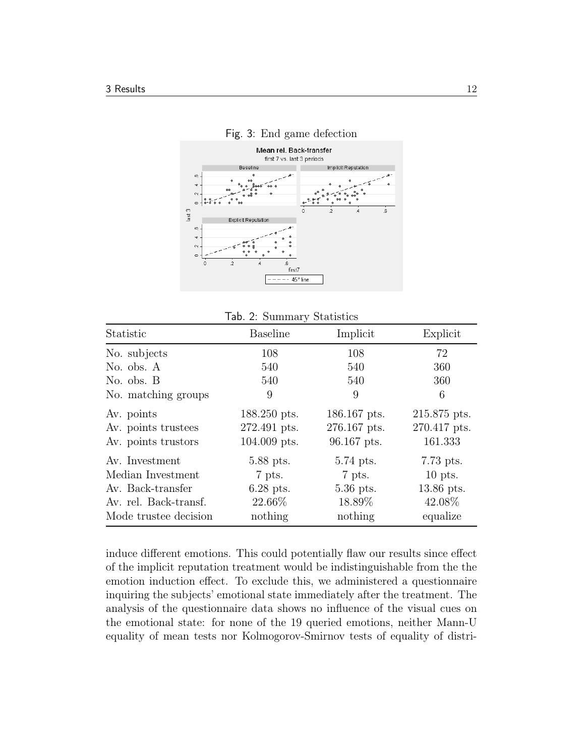Fig. 3: End game defection

Tab. 2: Summary Statistics

| Statistic | Baseline | Implicit | Explicit |
|---|---|---|---|
| No. subjects | 108 | 108 | 72 |
| No. obs. A | 540 | 540 | 360 |
| No. obs. B | 540 | 540 | 360 |
| No. matching groups | 9 | 9 | 6 |
| Av. points | 188.250 pts. | 186.167 pts. | 215.875 pts. |
| Av. points trustees | 272.491 pts. | 276.167 pts. | 270.417 pts. |
| Av. points trustors | 104.009 pts. | 96.167 pts. | 161.333 |
| Av. Investment | 5.88 pts. | 5.74 pts. | 7.73 pts. |
| Median Investment | 7 pts. | 7 pts. | 10 pts. |
| Av. Back-transfer | 6.28 pts. | 5.36 pts. | 13.86 pts. |
| Av. rel. Back-transf. | 22.66% | 18.89% | 42.08% |
| Mode trustee decision | nothing | nothing | equalize |

induce different emotions. This could potentially flaw our results since effect of the implicit reputation treatment would be indistinguishable from the the emotion induction effect. To exclude this, we administered a questionnaire inquiring the subjects' emotional state immediately after the treatment. The analysis of the questionnaire data shows no influence of the visual cues on the emotional state: for none of the 19 queried emotions, neither Mann-U equality of mean tests nor Kolmogorov-Smirnov tests of equality of distri-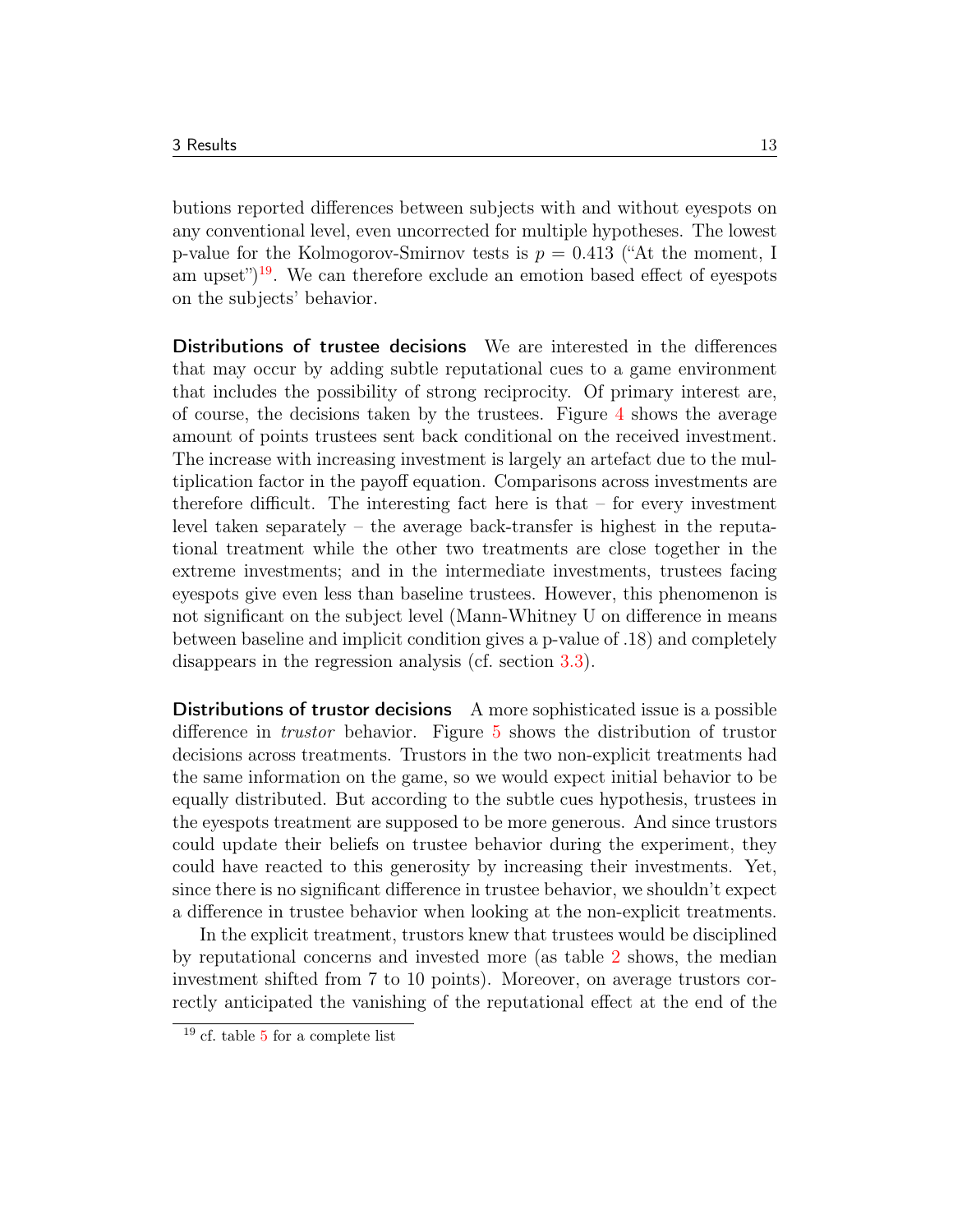butions reported differences between subjects with and without eyespots on any conventional level, even uncorrected for multiple hypotheses. The lowest p-value for the Kolmogorov-Smirnov tests is $p = 0.413$ ("At the moment, I am upset")[19]. We can therefore exclude an emotion based effect of eyespots on the subjects' behavior.

**Distributions of trustee decisions** We are interested in the differences that may occur by adding subtle reputational cues to a game environment that includes the possibility of strong reciprocity. Of primary interest are, of course, the decisions taken by the trustees. Figure 4 shows the average amount of points trustees sent back conditional on the received investment. The increase with increasing investment is largely an artefact due to the multiplication factor in the payoff equation. Comparisons across investments are therefore difficult. The interesting fact here is that – for every investment level taken separately – the average back-transfer is highest in the reputational treatment while the other two treatments are close together in the extreme investments; and in the intermediate investments, trustees facing eyespots give even less than baseline trustees. However, this phenomenon is not significant on the subject level (Mann-Whitney U on difference in means between baseline and implicit condition gives a p-value of .18) and completely disappears in the regression analysis (cf. section 3.3).

**Distributions of trustor decisions** A more sophisticated issue is a possible difference in *trustor* behavior. Figure 5 shows the distribution of trustor decisions across treatments. Trustors in the two non-explicit treatments had the same information on the game, so we would expect initial behavior to be equally distributed. But according to the subtle cues hypothesis, trustees in the eyespots treatment are supposed to be more generous. And since trustors could update their beliefs on trustee behavior during the experiment, they could have reacted to this generosity by increasing their investments. Yet, since there is no significant difference in trustee behavior, we shouldn't expect a difference in trustee behavior when looking at the non-explicit treatments.

In the explicit treatment, trustors knew that trustees would be disciplined by reputational concerns and invested more (as table 2 shows, the median investment shifted from 7 to 10 points). Moreover, on average trustors correctly anticipated the vanishing of the reputational effect at the end of the

[19] cf. table 5 for a complete list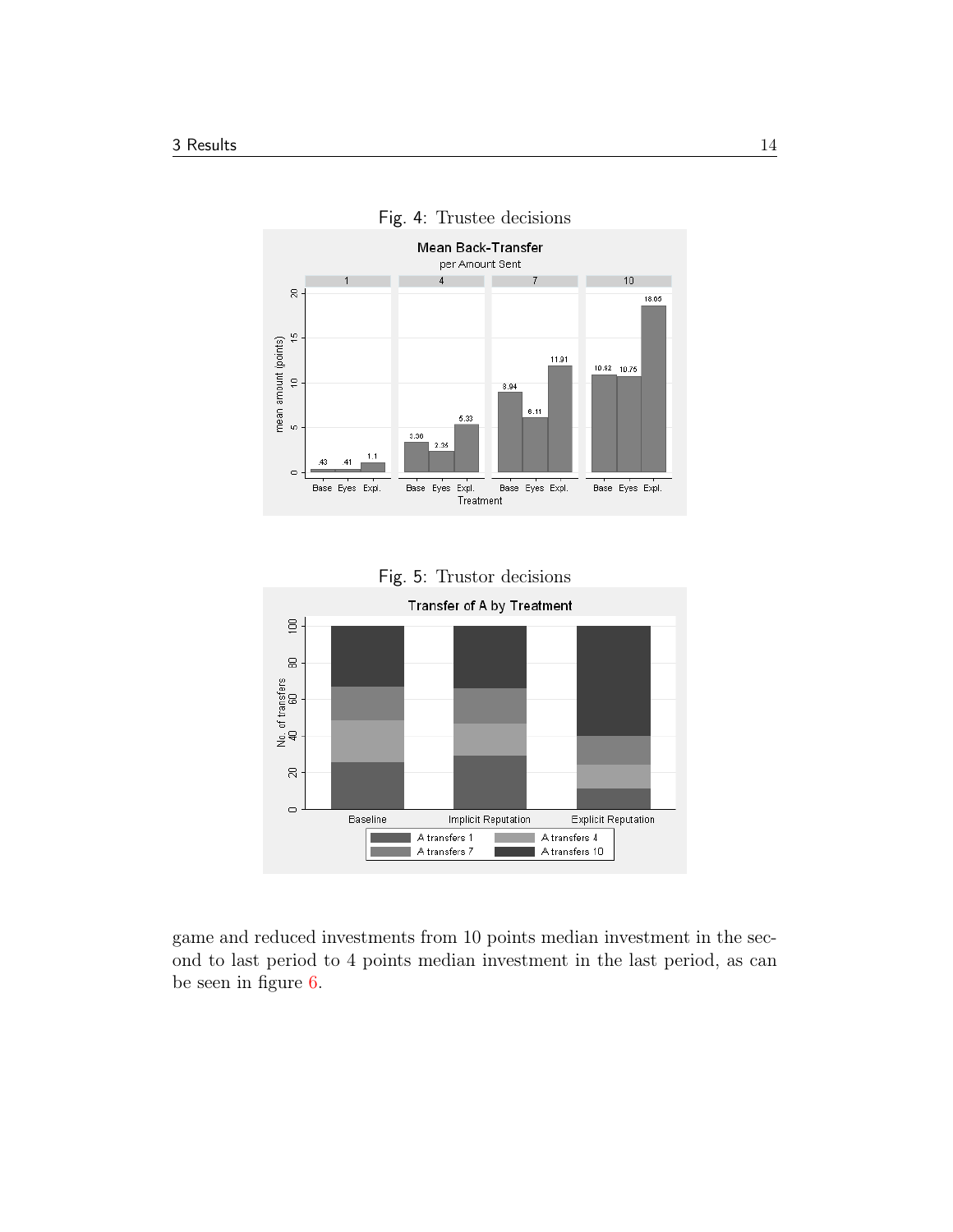Fig. 4: Trustee decisions

Fig. 5: Trustor decisions

game and reduced investments from 10 points median investment in the second to last period to 4 points median investment in the last period, as can be seen in figure 6.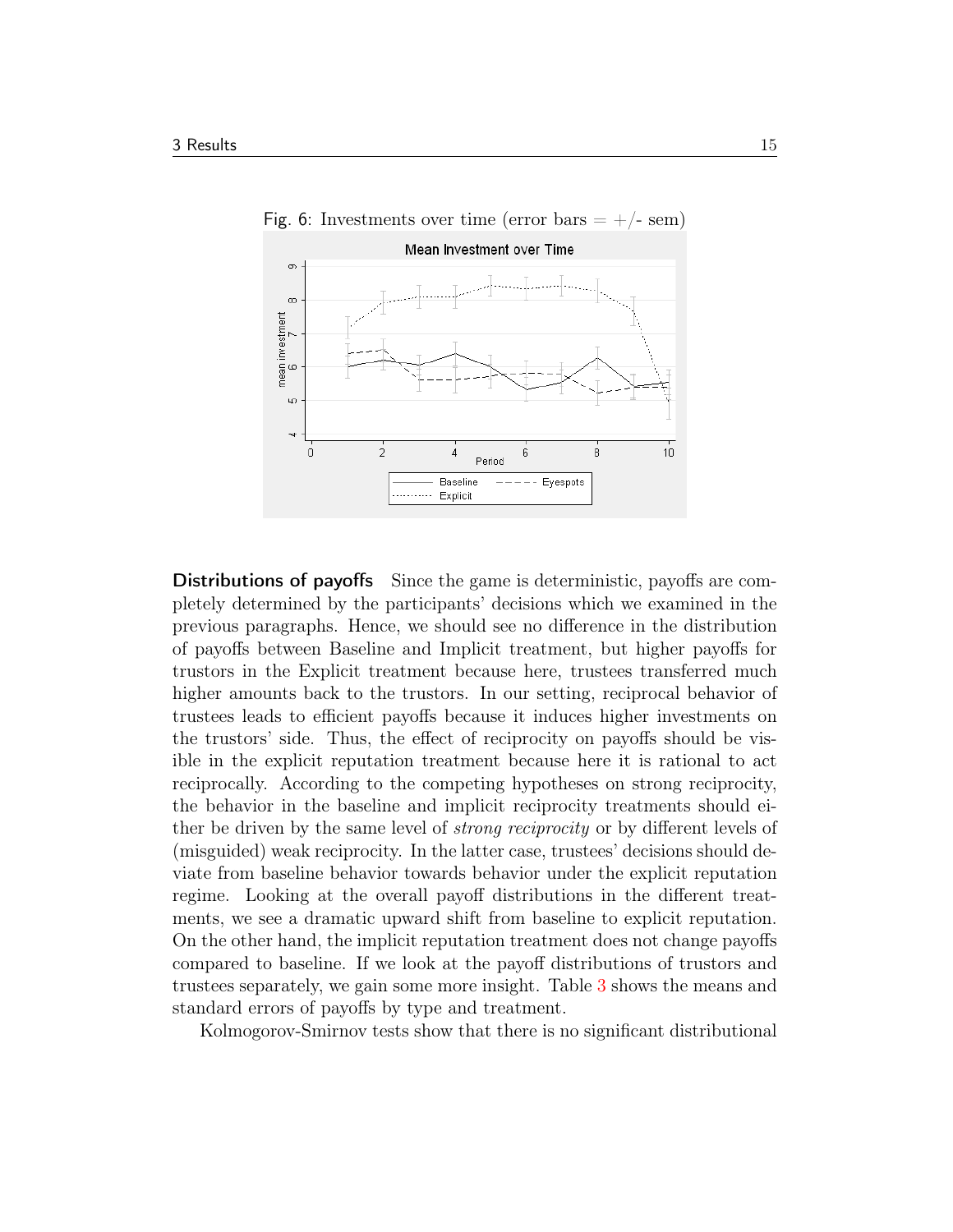Fig. 6: Investments over time (error bars = +/- sem)

**Distributions of payoffs** Since the game is deterministic, payoffs are completely determined by the participants' decisions which we examined in the previous paragraphs. Hence, we should see no difference in the distribution of payoffs between Baseline and Implicit treatment, but higher payoffs for trustors in the Explicit treatment because here, trustees transferred much higher amounts back to the trustors. In our setting, reciprocal behavior of trustees leads to efficient payoffs because it induces higher investments on the trustors' side. Thus, the effect of reciprocity on payoffs should be visible in the explicit reputation treatment because here it is rational to act reciprocally. According to the competing hypotheses on strong reciprocity, the behavior in the baseline and implicit reciprocity treatments should either be driven by the same level of *strong reciprocity* or by different levels of (misguided) weak reciprocity. In the latter case, trustees' decisions should deviate from baseline behavior towards behavior under the explicit reputation regime. Looking at the overall payoff distributions in the different treatments, we see a dramatic upward shift from baseline to explicit reputation. On the other hand, the implicit reputation treatment does not change payoffs compared to baseline. If we look at the payoff distributions of trustors and trustees separately, we gain some more insight. Table 3 shows the means and standard errors of payoffs by type and treatment.

Kolmogorov-Smirnov tests show that there is no significant distributional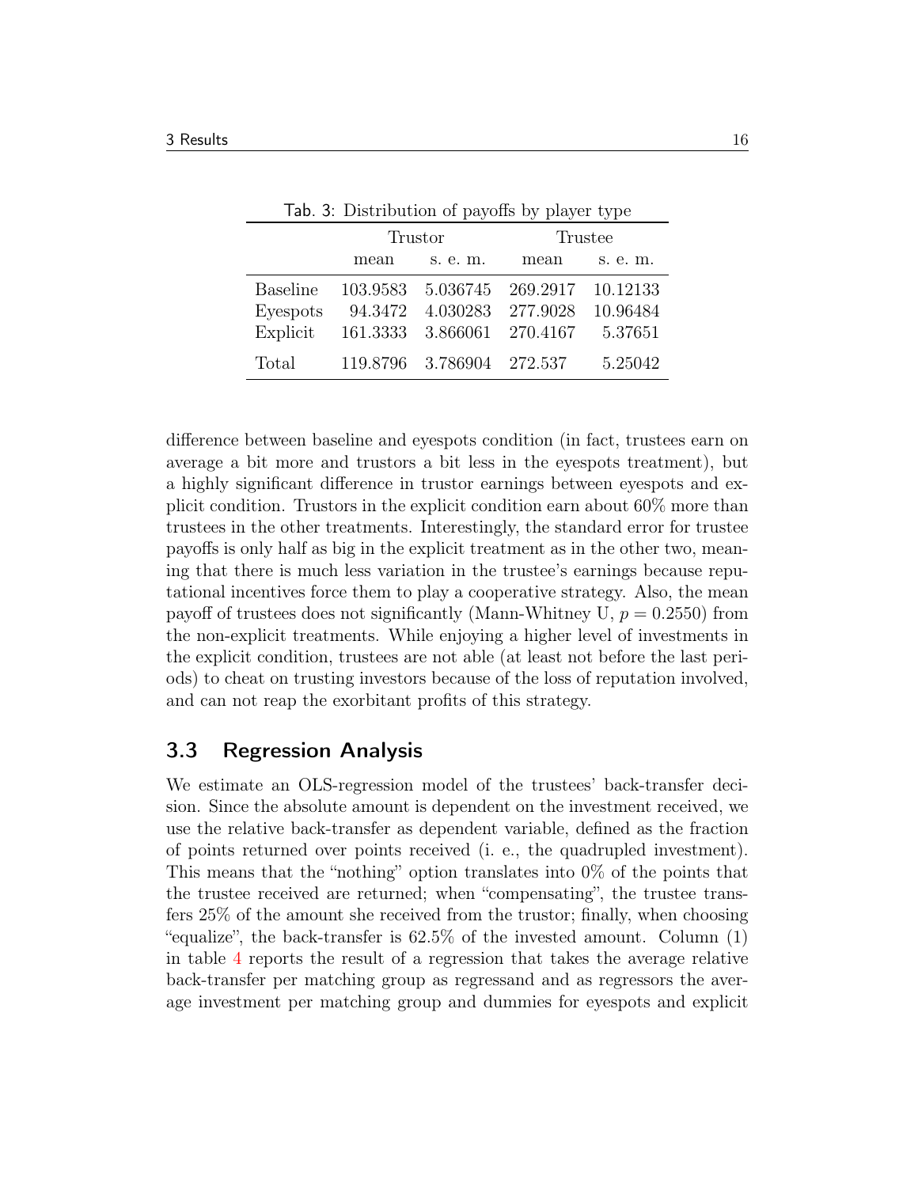Tab. 3: Distribution of payoffs by player type

| | Trustor | | Trustee | |
|---|---|---|---|---|
| | mean | s. e. m. | mean | s. e. m. |
| Baseline | 103.9583 | 5.036745 | 269.2917 | 10.12133 |
| Eyespots | 94.3472 | 4.030283 | 277.9028 | 10.96484 |
| Explicit | 161.3333 | 3.866061 | 270.4167 | 5.37651 |
| Total | 119.8796 | 3.786904 | 272.537 | 5.25042 |

difference between baseline and eyespots condition (in fact, trustees earn on average a bit more and trustors a bit less in the eyespots treatment), but a highly significant difference in trustor earnings between eyespots and explicit condition. Trustors in the explicit condition earn about 60% more than trustees in the other treatments. Interestingly, the standard error for trustee payoffs is only half as big in the explicit treatment as in the other two, meaning that there is much less variation in the trustee's earnings because reputational incentives force them to play a cooperative strategy. Also, the mean payoff of trustees does not significantly (Mann-Whitney U, $p = 0.2550$) from the non-explicit treatments. While enjoying a higher level of investments in the explicit condition, trustees are not able (at least not before the last periods) to cheat on trusting investors because of the loss of reputation involved, and can not reap the exorbitant profits of this strategy.

## 3.3 Regression Analysis

We estimate an OLS-regression model of the trustees' back-transfer decision. Since the absolute amount is dependent on the investment received, we use the relative back-transfer as dependent variable, defined as the fraction of points returned over points received (i. e., the quadrupled investment). This means that the "nothing" option translates into 0% of the points that the trustee received are returned; when "compensating", the trustee transfers 25% of the amount she received from the trustor; finally, when choosing "equalize", the back-transfer is 62.5% of the invested amount. Column (1) in table 4 reports the result of a regression that takes the average relative back-transfer per matching group as regressand and as regressors the average investment per matching group and dummies for eyespots and explicit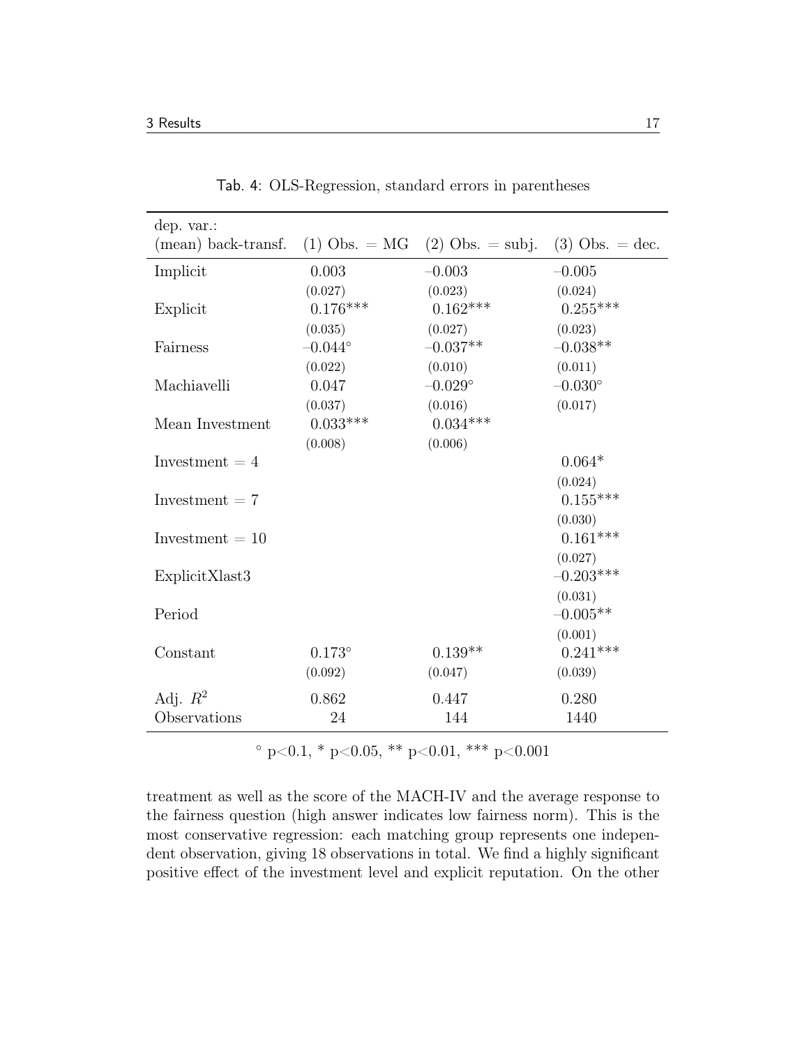Tab. 4: OLS-Regression, standard errors in parentheses

| dep. var.: (mean) back-transf. | (1) Obs. = MG | (2) Obs. = subj. | (3) Obs. = dec. |
|---|---|---|---|
| Implicit | 0.003 | –0.003 | –0.005 |
| | (0.027) | (0.023) | (0.024) |
| Explicit | 0.176*** | 0.162*** | 0.255*** |
| | (0.035) | (0.027) | (0.023) |
| Fairness | –0.044° | –0.037** | –0.038** |
| | (0.022) | (0.010) | (0.011) |
| Machiavelli | 0.047 | –0.029° | –0.030° |
| | (0.037) | (0.016) | (0.017) |
| Mean Investment | 0.033*** | 0.034*** | |
| | (0.008) | (0.006) | |
| Investment = 4 | | | 0.064* |
| | | | (0.024) |
| Investment = 7 | | | 0.155*** |
| | | | (0.030) |
| Investment = 10 | | | 0.161*** |
| | | | (0.027) |
| ExplicitXlast3 | | | –0.203*** |
| | | | (0.031) |
| Period | | | –0.005** |
| | | | (0.001) |
| Constant | 0.173° | 0.139** | 0.241*** |
| | (0.092) | (0.047) | (0.039) |
| Adj. $R^2$ | 0.862 | 0.447 | 0.280 |
| Observations | 24 | 144 | 1440 |

° $p<0.1$, * $p<0.05$, ** $p<0.01$, *** $p<0.001$

treatment as well as the score of the MACH-IV and the average response to the fairness question (high answer indicates low fairness norm). This is the most conservative regression: each matching group represents one independent observation, giving 18 observations in total. We find a highly significant positive effect of the investment level and explicit reputation. On the other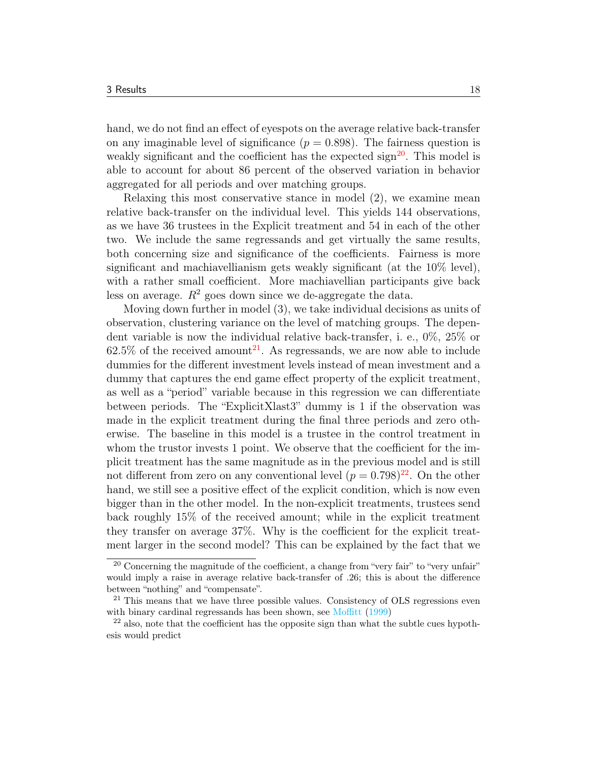hand, we do not find an effect of eyespots on the average relative back-transfer on any imaginable level of significance ($p = 0.898$). The fairness question is weakly significant and the coefficient has the expected sign[20]. This model is able to account for about 86 percent of the observed variation in behavior aggregated for all periods and over matching groups.

Relaxing this most conservative stance in model (2), we examine mean relative back-transfer on the individual level. This yields 144 observations, as we have 36 trustees in the Explicit treatment and 54 in each of the other two. We include the same regressands and get virtually the same results, both concerning size and significance of the coefficients. Fairness is more significant and machiavellianism gets weakly significant (at the 10% level), with a rather small coefficient. More machiavellian participants give back less on average. $R^2$ goes down since we de-aggregate the data.

Moving down further in model (3), we take individual decisions as units of observation, clustering variance on the level of matching groups. The dependent variable is now the individual relative back-transfer, i. e., 0%, 25% or 62.5% of the received amount[21]. As regressands, we are now able to include dummies for the different investment levels instead of mean investment and a dummy that captures the end game effect property of the explicit treatment, as well as a "period" variable because in this regression we can differentiate between periods. The "ExplicitXlast3" dummy is 1 if the observation was made in the explicit treatment during the final three periods and zero otherwise. The baseline in this model is a trustee in the control treatment in whom the trustor invests 1 point. We observe that the coefficient for the implicit treatment has the same magnitude as in the previous model and is still not different from zero on any conventional level ($p = 0.798$)[22]. On the other hand, we still see a positive effect of the explicit condition, which is now even bigger than in the other model. In the non-explicit treatments, trustees send back roughly 15% of the received amount; while in the explicit treatment they transfer on average 37%. Why is the coefficient for the explicit treatment larger in the second model? This can be explained by the fact that we

[20] Concerning the magnitude of the coefficient, a change from "very fair" to "very unfair" would imply a raise in average relative back-transfer of .26; this is about the difference between "nothing" and "compensate".

[21] This means that we have three possible values. Consistency of OLS regressions even with binary cardinal regressands has been shown, see Moffitt (1999)

[22] also, note that the coefficient has the opposite sign than what the subtle cues hypothesis would predict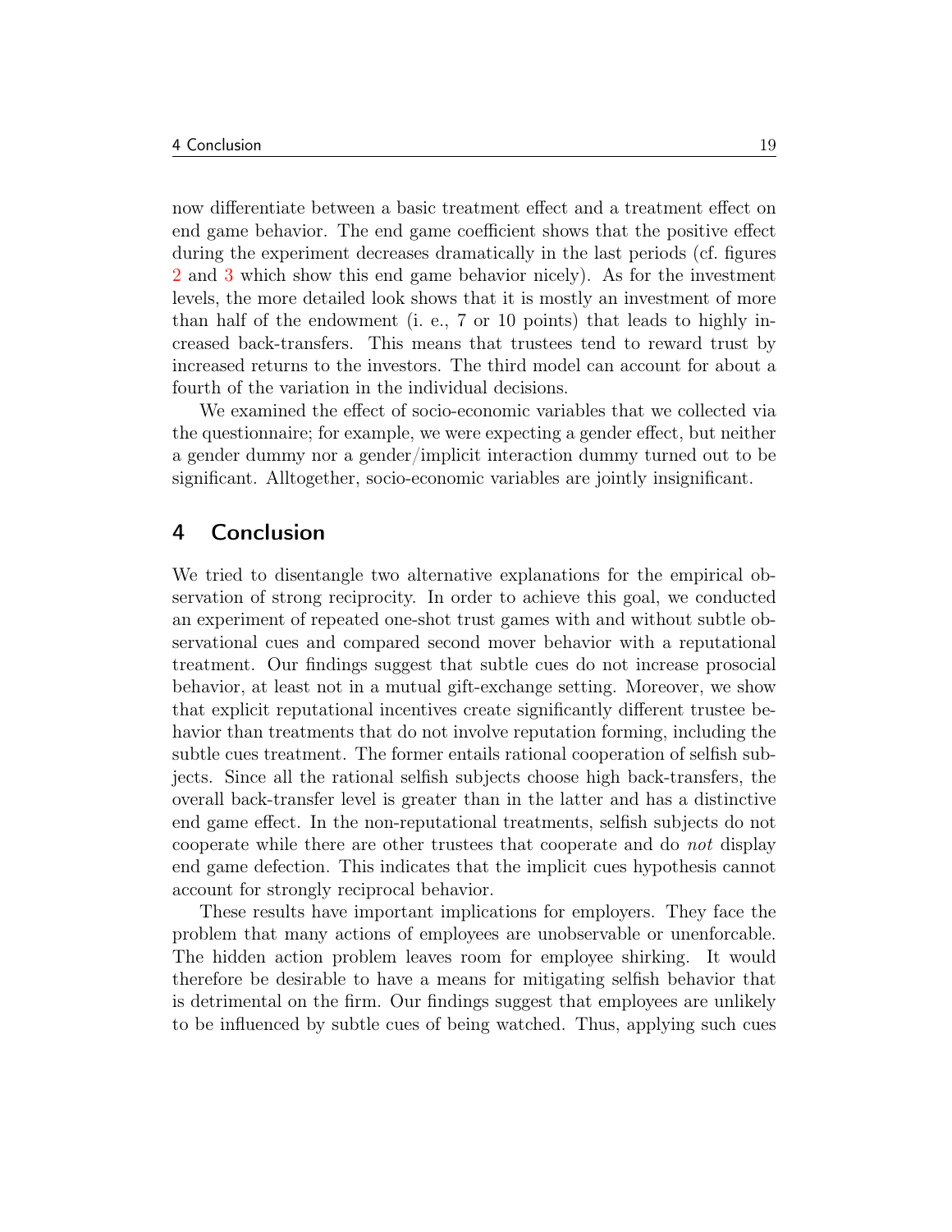now differentiate between a basic treatment effect and a treatment effect on end game behavior. The end game coefficient shows that the positive effect during the experiment decreases dramatically in the last periods (cf. figures 2 and 3 which show this end game behavior nicely). As for the investment levels, the more detailed look shows that it is mostly an investment of more than half of the endowment (i. e., 7 or 10 points) that leads to highly increased back-transfers. This means that trustees tend to reward trust by increased returns to the investors. The third model can account for about a fourth of the variation in the individual decisions.

We examined the effect of socio-economic variables that we collected via the questionnaire; for example, we were expecting a gender effect, but neither a gender dummy nor a gender/implicit interaction dummy turned out to be significant. Alltogether, socio-economic variables are jointly insignificant.

## 4 Conclusion

We tried to disentangle two alternative explanations for the empirical observation of strong reciprocity. In order to achieve this goal, we conducted an experiment of repeated one-shot trust games with and without subtle observational cues and compared second mover behavior with a reputational treatment. Our findings suggest that subtle cues do not increase prosocial behavior, at least not in a mutual gift-exchange setting. Moreover, we show that explicit reputational incentives create significantly different trustee behavior than treatments that do not involve reputation forming, including the subtle cues treatment. The former entails rational cooperation of selfish subjects. Since all the rational selfish subjects choose high back-transfers, the overall back-transfer level is greater than in the latter and has a distinctive end game effect. In the non-reputational treatments, selfish subjects do not cooperate while there are other trustees that cooperate and do *not* display end game defection. This indicates that the implicit cues hypothesis cannot account for strongly reciprocal behavior.

These results have important implications for employers. They face the problem that many actions of employees are unobservable or unenforcable. The hidden action problem leaves room for employee shirking. It would therefore be desirable to have a means for mitigating selfish behavior that is detrimental on the firm. Our findings suggest that employees are unlikely to be influenced by subtle cues of being watched. Thus, applying such cues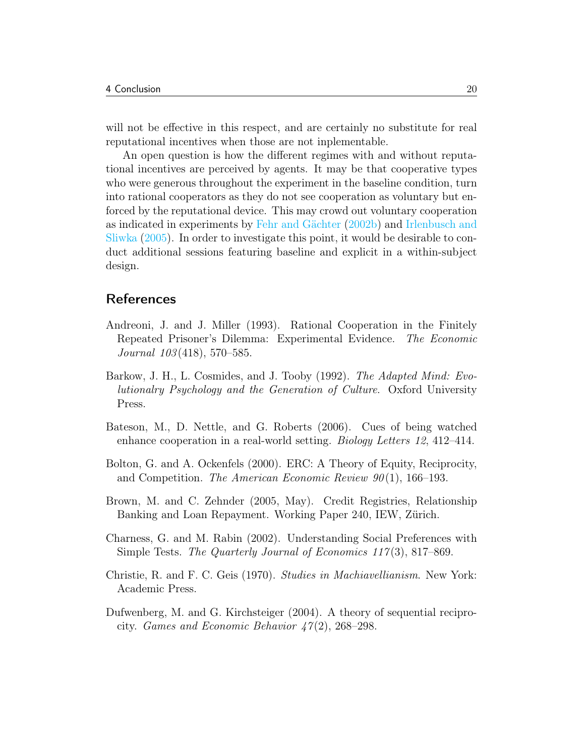will not be effective in this respect, and are certainly no substitute for real reputational incentives when those are not inplementable.

An open question is how the different regimes with and without reputational incentives are perceived by agents. It may be that cooperative types who were generous throughout the experiment in the baseline condition, turn into rational cooperators as they do not see cooperation as voluntary but enforced by the reputational device. This may crowd out voluntary cooperation as indicated in experiments by Fehr and Gächter (2002b) and Irlenbusch and Sliwka (2005). In order to investigate this point, it would be desirable to conduct additional sessions featuring baseline and explicit in a within-subject design.

## References

Andreoni, J. and J. Miller (1993). Rational Cooperation in the Finitely Repeated Prisoner's Dilemma: Experimental Evidence. *The Economic Journal 103*(418), 570–585.

Barkow, J. H., L. Cosmides, and J. Tooby (1992). *The Adapted Mind: Evolutionalry Psychology and the Generation of Culture*. Oxford University Press.

Bateson, M., D. Nettle, and G. Roberts (2006). Cues of being watched enhance cooperation in a real-world setting. *Biology Letters 12*, 412–414.

Bolton, G. and A. Ockenfels (2000). ERC: A Theory of Equity, Reciprocity, and Competition. *The American Economic Review 90*(1), 166–193.

Brown, M. and C. Zehnder (2005, May). Credit Registries, Relationship Banking and Loan Repayment. Working Paper 240, IEW, Zürich.

Charness, G. and M. Rabin (2002). Understanding Social Preferences with Simple Tests. *The Quarterly Journal of Economics 117*(3), 817–869.

Christie, R. and F. C. Geis (1970). *Studies in Machiavellianism*. New York: Academic Press.

Dufwenberg, M. and G. Kirchsteiger (2004). A theory of sequential reciprocity. *Games and Economic Behavior 47*(2), 268–298.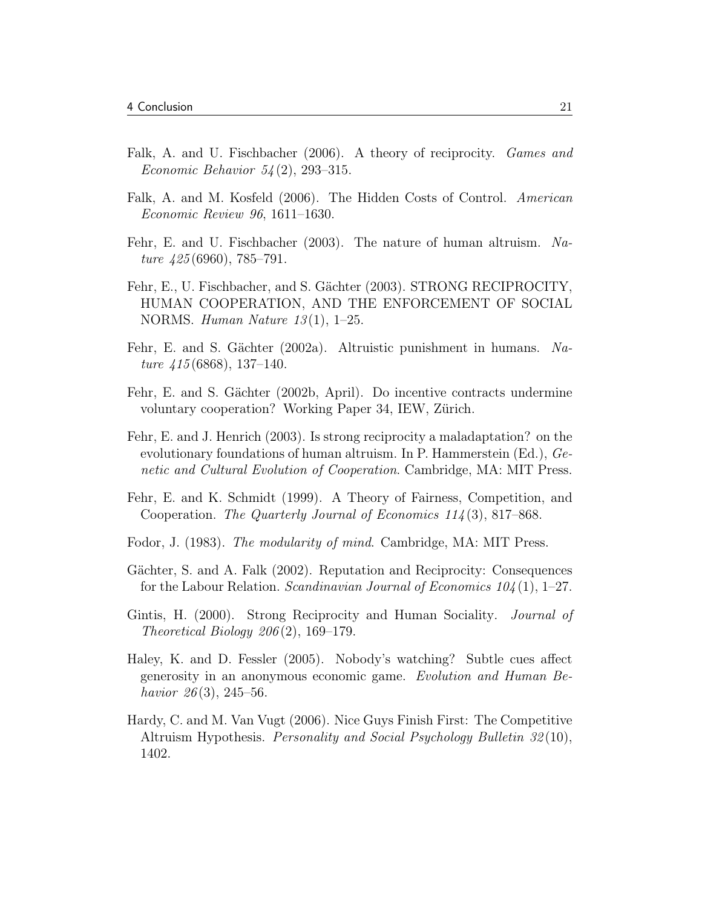Falk, A. and U. Fischbacher (2006). A theory of reciprocity. *Games and Economic Behavior 54*(2), 293–315.

Falk, A. and M. Kosfeld (2006). The Hidden Costs of Control. *American Economic Review 96*, 1611–1630.

Fehr, E. and U. Fischbacher (2003). The nature of human altruism. *Nature 425*(6960), 785–791.

Fehr, E., U. Fischbacher, and S. Gächter (2003). STRONG RECIPROCITY, HUMAN COOPERATION, AND THE ENFORCEMENT OF SOCIAL NORMS. *Human Nature 13*(1), 1–25.

Fehr, E. and S. Gächter (2002a). Altruistic punishment in humans. *Nature 415*(6868), 137–140.

Fehr, E. and S. Gächter (2002b, April). Do incentive contracts undermine voluntary cooperation? Working Paper 34, IEW, Zürich.

Fehr, E. and J. Henrich (2003). Is strong reciprocity a maladaptation? on the evolutionary foundations of human altruism. In P. Hammerstein (Ed.), *Genetic and Cultural Evolution of Cooperation*. Cambridge, MA: MIT Press.

Fehr, E. and K. Schmidt (1999). A Theory of Fairness, Competition, and Cooperation. *The Quarterly Journal of Economics 114*(3), 817–868.

Fodor, J. (1983). *The modularity of mind*. Cambridge, MA: MIT Press.

Gächter, S. and A. Falk (2002). Reputation and Reciprocity: Consequences for the Labour Relation. *Scandinavian Journal of Economics 104*(1), 1–27.

Gintis, H. (2000). Strong Reciprocity and Human Sociality. *Journal of Theoretical Biology 206*(2), 169–179.

Haley, K. and D. Fessler (2005). Nobody's watching? Subtle cues affect generosity in an anonymous economic game. *Evolution and Human Behavior 26*(3), 245–56.

Hardy, C. and M. Van Vugt (2006). Nice Guys Finish First: The Competitive Altruism Hypothesis. *Personality and Social Psychology Bulletin 32*(10), 1402.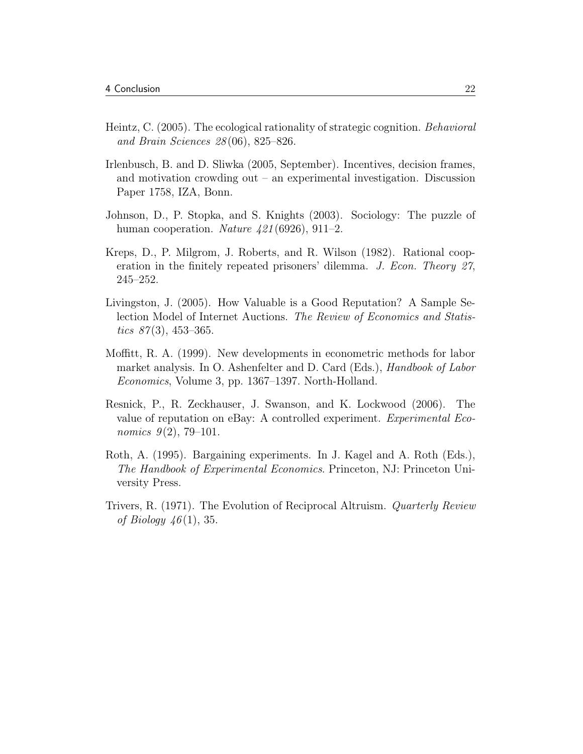Heintz, C. (2005). The ecological rationality of strategic cognition. *Behavioral and Brain Sciences 28*(06), 825–826.

Irlenbusch, B. and D. Sliwka (2005, September). Incentives, decision frames, and motivation crowding out – an experimental investigation. Discussion Paper 1758, IZA, Bonn.

Johnson, D., P. Stopka, and S. Knights (2003). Sociology: The puzzle of human cooperation. *Nature 421*(6926), 911–2.

Kreps, D., P. Milgrom, J. Roberts, and R. Wilson (1982). Rational cooperation in the finitely repeated prisoners' dilemma. *J. Econ. Theory 27*, 245–252.

Livingston, J. (2005). How Valuable is a Good Reputation? A Sample Selection Model of Internet Auctions. *The Review of Economics and Statistics 87*(3), 453–365.

Moffitt, R. A. (1999). New developments in econometric methods for labor market analysis. In O. Ashenfelter and D. Card (Eds.), *Handbook of Labor Economics*, Volume 3, pp. 1367–1397. North-Holland.

Resnick, P., R. Zeckhauser, J. Swanson, and K. Lockwood (2006). The value of reputation on eBay: A controlled experiment. *Experimental Economics 9*(2), 79–101.

Roth, A. (1995). Bargaining experiments. In J. Kagel and A. Roth (Eds.), *The Handbook of Experimental Economics.* Princeton, NJ: Princeton University Press.

Trivers, R. (1971). The Evolution of Reciprocal Altruism. *Quarterly Review of Biology 46*(1), 35.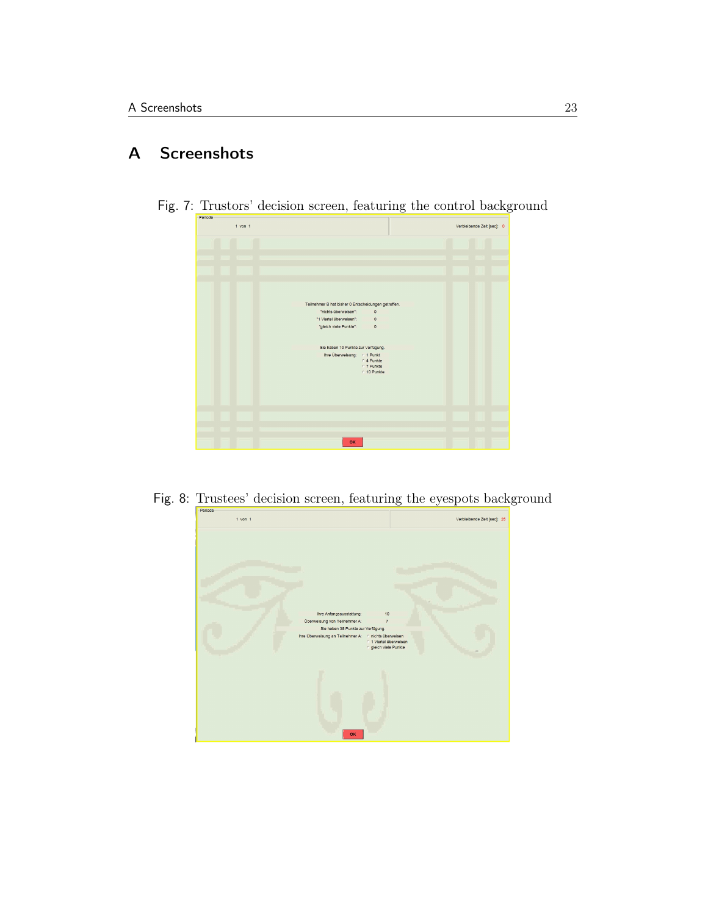# A Screenshots

Fig. 7: Trustors' decision screen, featuring the control background

Fig. 8: Trustees' decision screen, featuring the eyespots background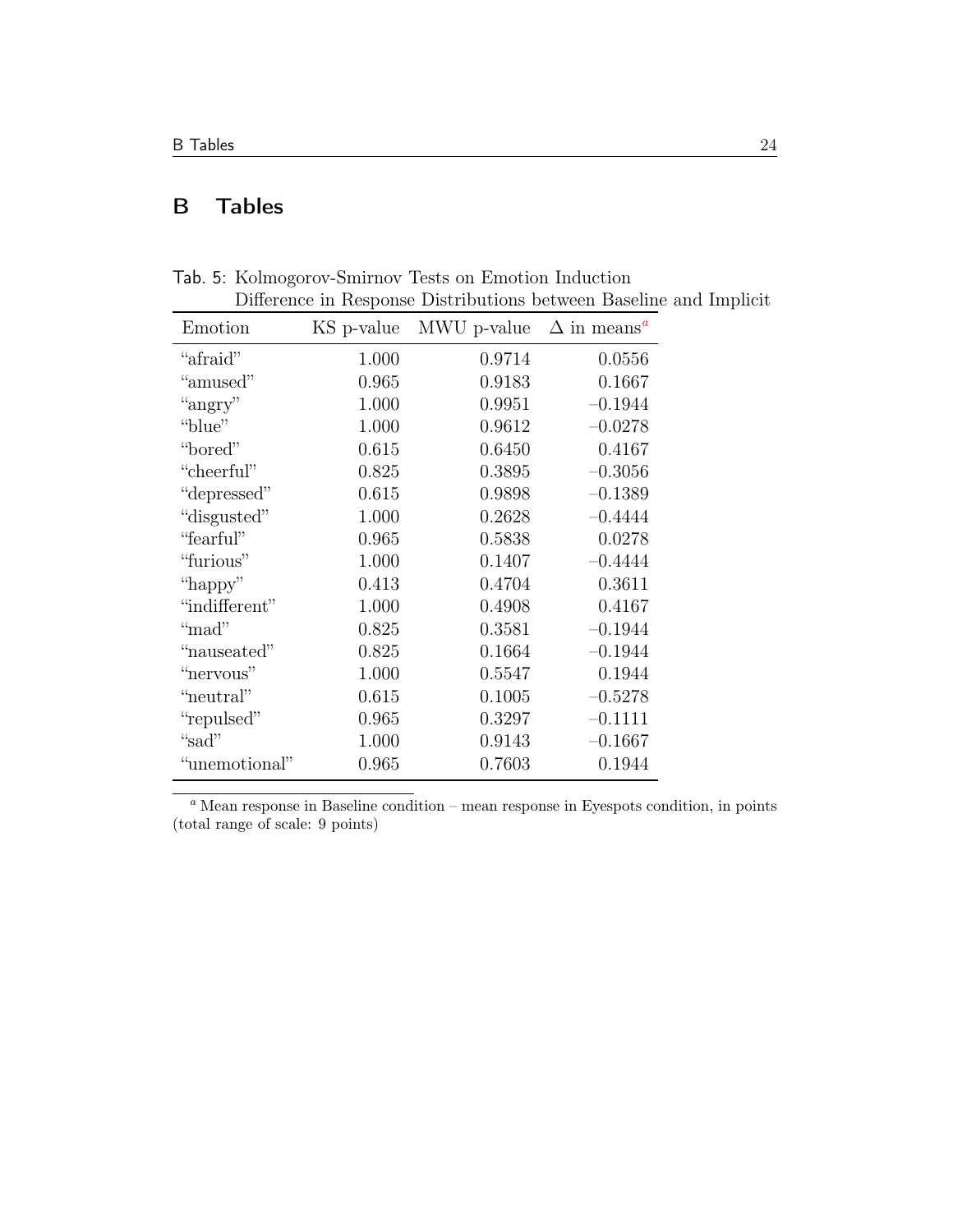# B Tables

Tab. 5: Kolmogorov-Smirnov Tests on Emotion Induction
Difference in Response Distributions between Baseline and Implicit

| Emotion | KS p-value | MWU p-value | Δ in means[a] |
|---|---|---|---|
| "afraid" | 1.000 | 0.9714 | 0.0556 |
| "amused" | 0.965 | 0.9183 | 0.1667 |
| "angry" | 1.000 | 0.9951 | −0.1944 |
| "blue" | 1.000 | 0.9612 | −0.0278 |
| "bored" | 0.615 | 0.6450 | 0.4167 |
| "cheerful" | 0.825 | 0.3895 | −0.3056 |
| "depressed" | 0.615 | 0.9898 | −0.1389 |
| "disgusted" | 1.000 | 0.2628 | −0.4444 |
| "fearful" | 0.965 | 0.5838 | 0.0278 |
| "furious" | 1.000 | 0.1407 | −0.4444 |
| "happy" | 0.413 | 0.4704 | 0.3611 |
| "indifferent" | 1.000 | 0.4908 | 0.4167 |
| "mad" | 0.825 | 0.3581 | −0.1944 |
| "nauseated" | 0.825 | 0.1664 | −0.1944 |
| "nervous" | 1.000 | 0.5547 | 0.1944 |
| "neutral" | 0.615 | 0.1005 | −0.5278 |
| "repulsed" | 0.965 | 0.3297 | −0.1111 |
| "sad" | 1.000 | 0.9143 | −0.1667 |
| "unemotional" | 0.965 | 0.7603 | 0.1944 |

[a] Mean response in Baseline condition – mean response in Eyespots condition, in points (total range of scale: 9 points)